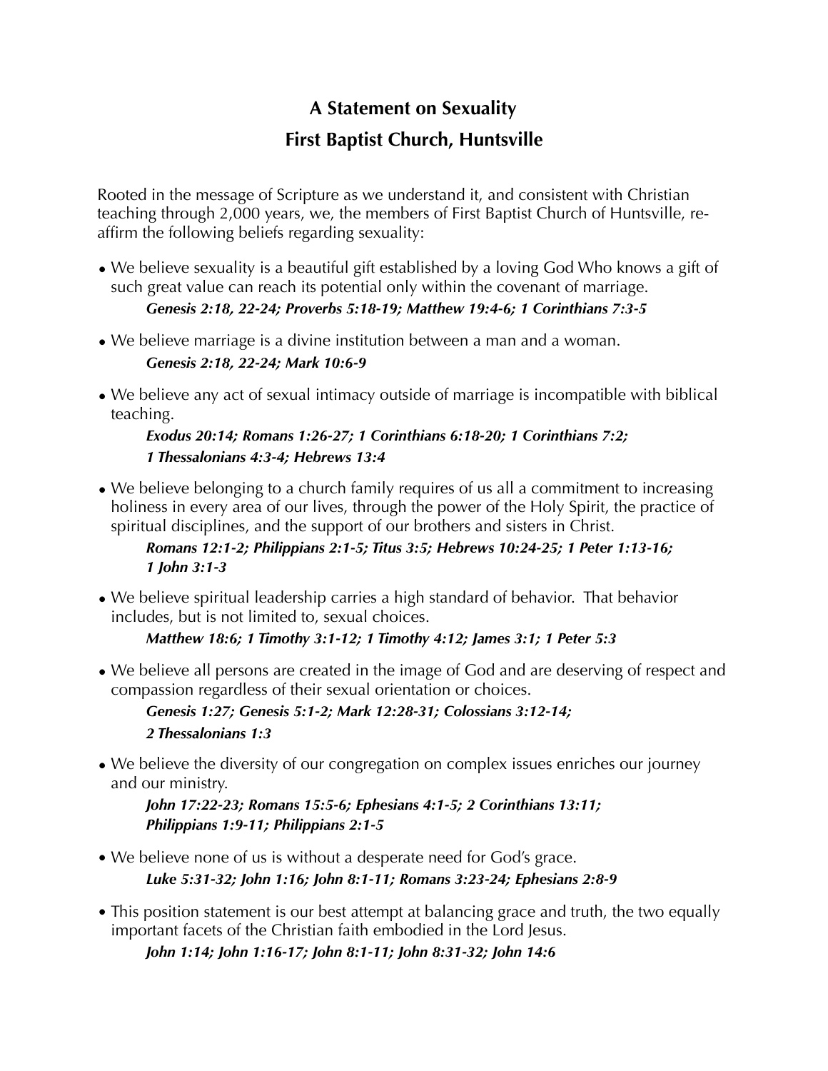# A Statement on Sexuality
## First Baptist Church, Huntsville

Rooted in the message of Scripture as we understand it, and consistent with Christian teaching through 2,000 years, we, the members of First Baptist Church of Huntsville, re-affirm the following beliefs regarding sexuality:

- We believe sexuality is a beautiful gift established by a loving God Who knows a gift of such great value can reach its potential only within the covenant of marriage.
  ***Genesis 2:18, 22-24; Proverbs 5:18-19; Matthew 19:4-6; 1 Corinthians 7:3-5***

- We believe marriage is a divine institution between a man and a woman.
  ***Genesis 2:18, 22-24; Mark 10:6-9***

- We believe any act of sexual intimacy outside of marriage is incompatible with biblical teaching.
  ***Exodus 20:14; Romans 1:26-27; 1 Corinthians 6:18-20; 1 Corinthians 7:2; 1 Thessalonians 4:3-4; Hebrews 13:4***

- We believe belonging to a church family requires of us all a commitment to increasing holiness in every area of our lives, through the power of the Holy Spirit, the practice of spiritual disciplines, and the support of our brothers and sisters in Christ.
  ***Romans 12:1-2; Philippians 2:1-5; Titus 3:5; Hebrews 10:24-25; 1 Peter 1:13-16; 1 John 3:1-3***

- We believe spiritual leadership carries a high standard of behavior. That behavior includes, but is not limited to, sexual choices.
  ***Matthew 18:6; 1 Timothy 3:1-12; 1 Timothy 4:12; James 3:1; 1 Peter 5:3***

- We believe all persons are created in the image of God and are deserving of respect and compassion regardless of their sexual orientation or choices.
  ***Genesis 1:27; Genesis 5:1-2; Mark 12:28-31; Colossians 3:12-14; 2 Thessalonians 1:3***

- We believe the diversity of our congregation on complex issues enriches our journey and our ministry.
  ***John 17:22-23; Romans 15:5-6; Ephesians 4:1-5; 2 Corinthians 13:11; Philippians 1:9-11; Philippians 2:1-5***

- We believe none of us is without a desperate need for God's grace.
  ***Luke 5:31-32; John 1:16; John 8:1-11; Romans 3:23-24; Ephesians 2:8-9***

- This position statement is our best attempt at balancing grace and truth, the two equally important facets of the Christian faith embodied in the Lord Jesus.
  ***John 1:14; John 1:16-17; John 8:1-11; John 8:31-32; John 14:6***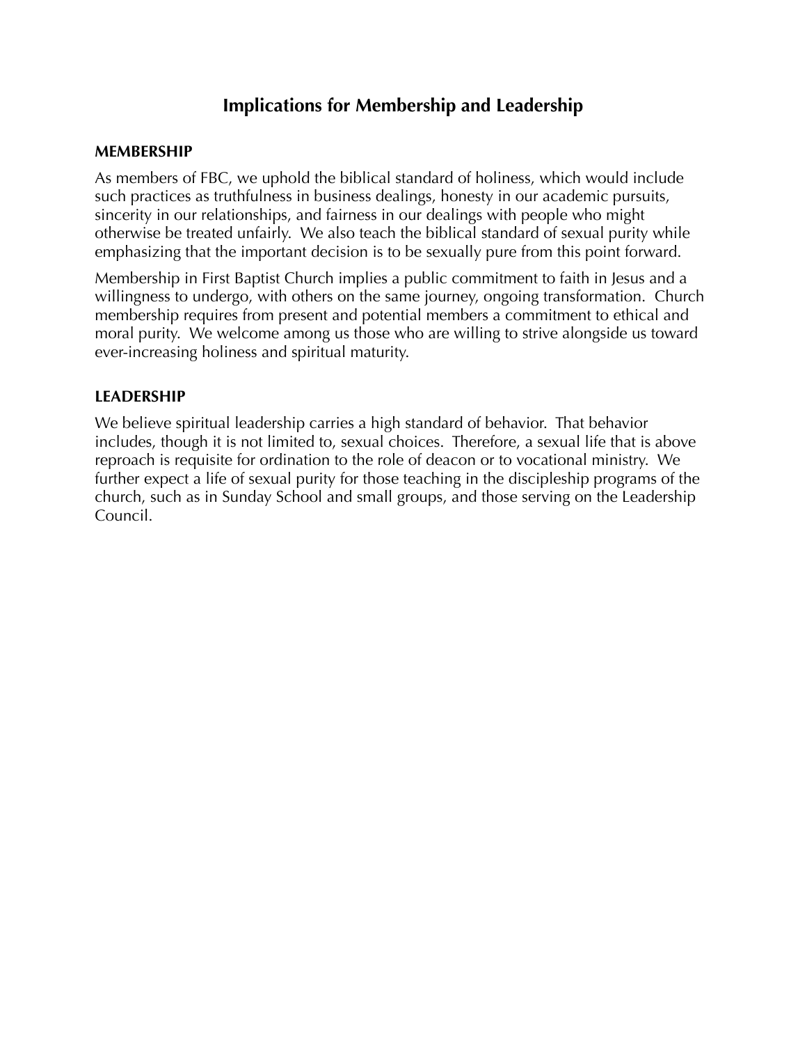## Implications for Membership and Leadership

### MEMBERSHIP

As members of FBC, we uphold the biblical standard of holiness, which would include such practices as truthfulness in business dealings, honesty in our academic pursuits, sincerity in our relationships, and fairness in our dealings with people who might otherwise be treated unfairly. We also teach the biblical standard of sexual purity while emphasizing that the important decision is to be sexually pure from this point forward.

Membership in First Baptist Church implies a public commitment to faith in Jesus and a willingness to undergo, with others on the same journey, ongoing transformation. Church membership requires from present and potential members a commitment to ethical and moral purity. We welcome among us those who are willing to strive alongside us toward ever-increasing holiness and spiritual maturity.

### LEADERSHIP

We believe spiritual leadership carries a high standard of behavior. That behavior includes, though it is not limited to, sexual choices. Therefore, a sexual life that is above reproach is requisite for ordination to the role of deacon or to vocational ministry. We further expect a life of sexual purity for those teaching in the discipleship programs of the church, such as in Sunday School and small groups, and those serving on the Leadership Council.